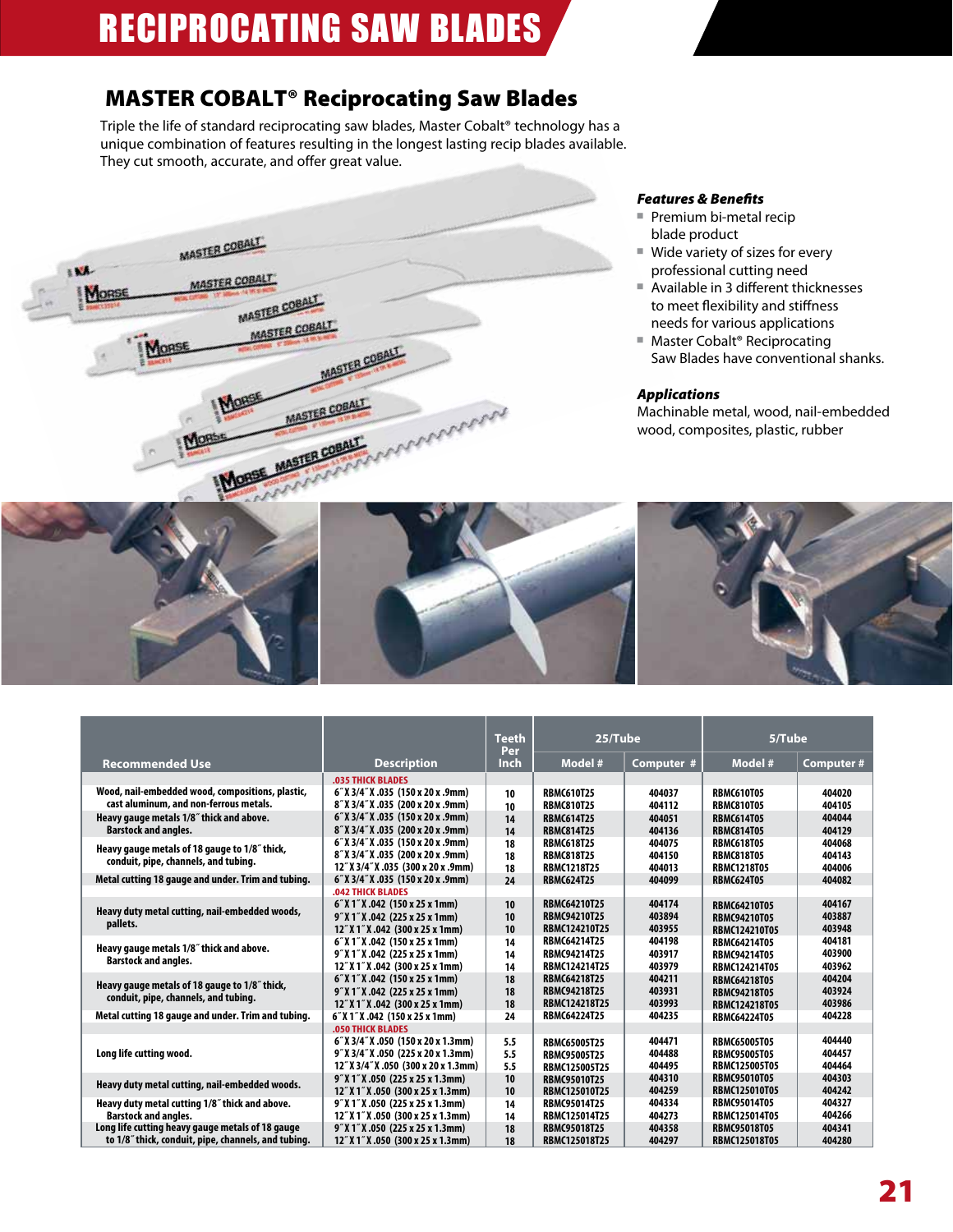# RECIPROCATING SAW BLADES

## MASTER COBALT® Reciprocating Saw Blades

Triple the life of standard reciprocating saw blades, Master Cobalt® technology has a unique combination of features resulting in the longest lasting recip blades available. They cut smooth, accurate, and offer great value.

***Features & Benefits***

- Premium bi-metal recip blade product
- Wide variety of sizes for every professional cutting need
- Available in 3 different thicknesses to meet flexibility and stiffness needs for various applications
- Master Cobalt® Reciprocating Saw Blades have conventional shanks.

***Applications***

Machinable metal, wood, nail-embedded wood, composites, plastic, rubber

| Recommended Use | Description | Teeth Per Inch | 25/Tube | | 5/Tube | |
|---|---|---|---|---|---|---|
| | | | Model # | Computer # | Model # | Computer # |
| | .035 THICK BLADES | | | | | |
| Wood, nail-embedded wood, compositions, plastic, cast aluminum, and non-ferrous metals. | 6˝ X 3/4˝ X .035 (150 x 20 x .9mm) | 10 | RBMC610T25 | 404037 | RBMC610T05 | 404020 |
| | 8˝ X 3/4˝ X .035 (200 x 20 x .9mm) | 10 | RBMC810T25 | 404112 | RBMC810T05 | 404105 |
| Heavy gauge metals 1/8˝ thick and above. Barstock and angles. | 6˝ X 3/4˝ X .035 (150 x 20 x .9mm) | 14 | RBMC614T25 | 404051 | RBMC614T05 | 404044 |
| | 8˝ X 3/4˝ X .035 (200 x 20 x .9mm) | 14 | RBMC814T25 | 404136 | RBMC814T05 | 404129 |
| Heavy gauge metals of 18 gauge to 1/8˝ thick, conduit, pipe, channels, and tubing. | 6˝ X 3/4˝ X .035 (150 x 20 x .9mm) | 18 | RBMC618T25 | 404075 | RBMC618T05 | 404068 |
| | 8˝ X 3/4˝ X .035 (200 x 20 x .9mm) | 18 | RBMC818T25 | 404150 | RBMC818T05 | 404143 |
| | 12˝ X 3/4˝ X .035 (300 x 20 x .9mm) | 18 | RBMC1218T25 | 404013 | RBMC1218T05 | 404006 |
| Metal cutting 18 gauge and under. Trim and tubing. | 6˝ X 3/4˝ X .035 (150 x 20 x .9mm) | 24 | RBMC624T25 | 404099 | RBMC624T05 | 404082 |
| | .042 THICK BLADES | | | | | |
| Heavy duty metal cutting, nail-embedded woods, pallets. | 6˝ X 1˝ X .042 (150 x 25 x 1mm) | 10 | RBMC64210T25 | 404174 | RBMC64210T05 | 404167 |
| | 9˝ X 1˝ X .042 (225 x 25 x 1mm) | 10 | RBMC94210T25 | 403894 | RBMC94210T05 | 403887 |
| | 12˝ X 1˝ X .042 (300 x 25 x 1mm) | 10 | RBMC124210T25 | 403955 | RBMC124210T05 | 403948 |
| Heavy gauge metals 1/8˝ thick and above. Barstock and angles. | 6˝ X 1˝ X .042 (150 x 25 x 1mm) | 14 | RBMC64214T25 | 404198 | RBMC64214T05 | 404181 |
| | 9˝ X 1˝ X .042 (225 x 25 x 1mm) | 14 | RBMC94214T25 | 403917 | RBMC94214T05 | 403900 |
| | 12˝ X 1˝ X .042 (300 x 25 x 1mm) | 14 | RBMC124214T25 | 403979 | RBMC124214T05 | 403962 |
| Heavy gauge metals of 18 gauge to 1/8˝ thick, conduit, pipe, channels, and tubing. | 6˝ X 1˝ X .042 (150 x 25 x 1mm) | 18 | RBMC64218T25 | 404211 | RBMC64218T05 | 404204 |
| | 9˝ X 1˝ X .042 (225 x 25 x 1mm) | 18 | RBMC94218T25 | 403931 | RBMC94218T05 | 403924 |
| | 12˝ X 1˝ X .042 (300 x 25 x 1mm) | 18 | RBMC124218T25 | 403993 | RBMC124218T05 | 403986 |
| Metal cutting 18 gauge and under. Trim and tubing. | 6˝ X 1˝ X .042 (150 x 25 x 1mm) | 24 | RBMC64224T25 | 404235 | RBMC64224T05 | 404228 |
| | .050 THICK BLADES | | | | | |
| Long life cutting wood. | 6˝ X 3/4˝ X .050 (150 x 20 x 1.3mm) | 5.5 | RBMC65005T25 | 404471 | RBMC65005T05 | 404440 |
| | 9˝ X 3/4˝ X .050 (225 x 20 x 1.3mm) | 5.5 | RBMC95005T25 | 404488 | RBMC95005T05 | 404457 |
| | 12˝ X 3/4˝ X .050 (300 x 20 x 1.3mm) | 5.5 | RBMC125005T25 | 404495 | RBMC125005T05 | 404464 |
| Heavy duty metal cutting, nail-embedded woods. | 9˝ X 1˝ X .050 (225 x 25 x 1.3mm) | 10 | RBMC95010T25 | 404310 | RBMC95010T05 | 404303 |
| | 12˝ X 1˝ X .050 (300 x 25 x 1.3mm) | 10 | RBMC125010T25 | 404259 | RBMC125010T05 | 404242 |
| Heavy duty metal cutting 1/8˝ thick and above. Barstock and angles. | 9˝ X 1˝ X .050 (225 x 25 x 1.3mm) | 14 | RBMC95014T25 | 404334 | RBMC95014T05 | 404327 |
| | 12˝ X 1˝ X .050 (300 x 25 x 1.3mm) | 14 | RBMC125014T25 | 404273 | RBMC125014T05 | 404266 |
| Long life cutting heavy gauge metals of 18 gauge to 1/8˝ thick, conduit, pipe, channels, and tubing. | 9˝ X 1˝ X .050 (225 x 25 x 1.3mm) | 18 | RBMC95018T25 | 404358 | RBMC95018T05 | 404341 |
| | 12˝ X 1˝ X .050 (300 x 25 x 1.3mm) | 18 | RBMC125018T25 | 404297 | RBMC125018T05 | 404280 |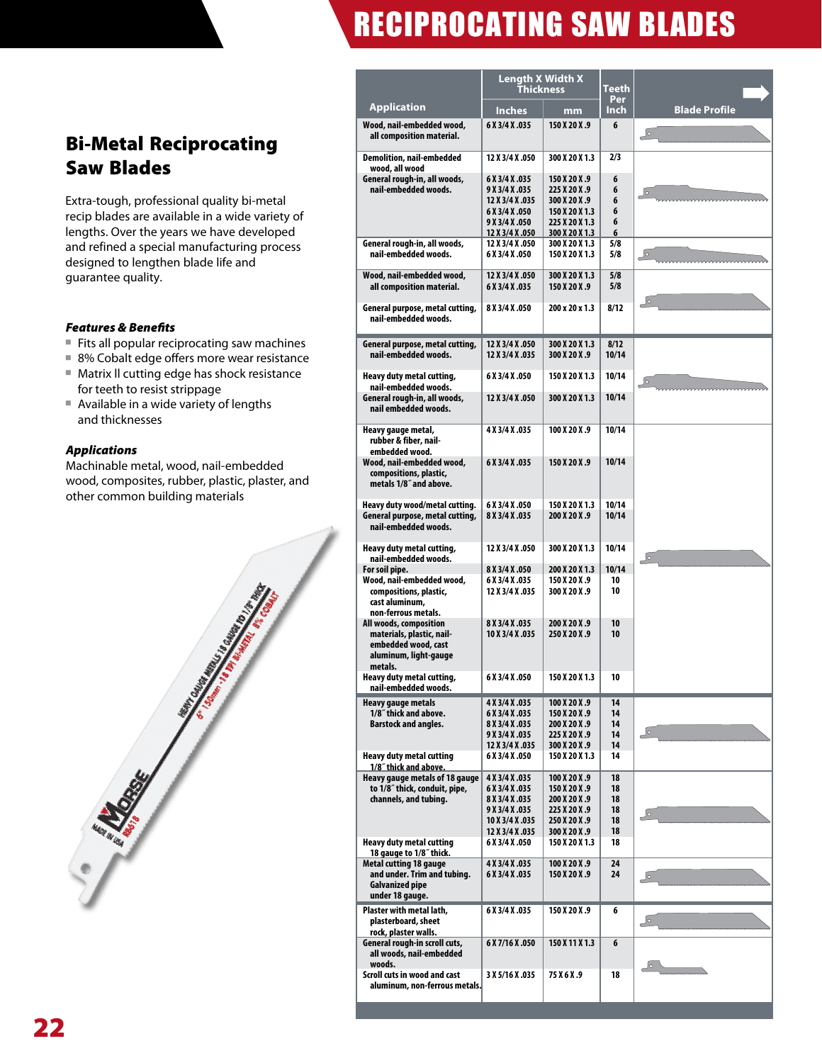# RECIPROCATING SAW BLADES

## Bi-Metal Reciprocating Saw Blades

Extra-tough, professional quality bi-metal recip blades are available in a wide variety of lengths. Over the years we have developed and refined a special manufacturing process designed to lengthen blade life and guarantee quality.

### *Features & Benefits*

- Fits all popular reciprocating saw machines
- 8% Cobalt edge offers more wear resistance
- Matrix ll cutting edge has shock resistance for teeth to resist strippage
- Available in a wide variety of lengths and thicknesses

### *Applications*

Machinable metal, wood, nail-embedded wood, composites, rubber, plastic, plaster, and other common building materials

| Application | Length X Width X Thickness Inches | Length X Width X Thickness mm | Teeth Per Inch | Blade Profile |
|---|---|---|---|---|
| Wood, nail-embedded wood, all composition material. | 6 X 3/4 X .035 | 150 X 20 X .9 | 6 | |
| Demolition, nail-embedded wood, all wood | 12 X 3/4 X .050 | 300 X 20 X 1.3 | 2/3 | |
| General rough-in, all woods, nail-embedded woods. | 6 X 3/4 X .035 | 150 X 20 X .9 | 6 | |
| | 9 X 3/4 X .035 | 225 X 20 X .9 | 6 | |
| | 12 X 3/4 X .035 | 300 X 20 X .9 | 6 | |
| | 6 X 3/4 X .050 | 150 X 20 X 1.3 | 6 | |
| | 9 X 3/4 X .050 | 225 X 20 X 1.3 | 6 | |
| | 12 X 3/4 X .050 | 300 X 20 X 1.3 | 6 | |
| General rough-in, all woods, nail-embedded woods. | 12 X 3/4 X .050 | 300 X 20 X 1.3 | 5/8 | |
| | 6 X 3/4 X .050 | 150 X 20 X 1.3 | 5/8 | |
| Wood, nail-embedded wood, all composition material. | 12 X 3/4 X .050 | 300 X 20 X 1.3 | 5/8 | |
| | 6 X 3/4 X .035 | 150 X 20 X .9 | 5/8 | |
| General purpose, metal cutting, nail-embedded woods. | 8 X 3/4 X .050 | 200 x 20 x 1.3 | 8/12 | |
| General purpose, metal cutting, nail-embedded woods. | 12 X 3/4 X .050 | 300 X 20 X 1.3 | 8/12 | |
| | 12 X 3/4 X .035 | 300 X 20 X .9 | 10/14 | |
| Heavy duty metal cutting, nail-embedded woods. | 6 X 3/4 X .050 | 150 X 20 X 1.3 | 10/14 | |
| General rough-in, all woods, nail embedded woods. | 12 X 3/4 X .050 | 300 X 20 X 1.3 | 10/14 | |
| Heavy gauge metal, rubber & fiber, nail-embedded wood. | 4 X 3/4 X .035 | 100 X 20 X .9 | 10/14 | |
| Wood, nail-embedded wood, compositions, plastic, metals 1/8˝ and above. | 6 X 3/4 X .035 | 150 X 20 X .9 | 10/14 | |
| Heavy duty wood/metal cutting. | 6 X 3/4 X .050 | 150 X 20 X 1.3 | 10/14 | |
| General purpose, metal cutting, nail-embedded woods. | 8 X 3/4 X .035 | 200 X 20 X .9 | 10/14 | |
| Heavy duty metal cutting, nail-embedded woods. | 12 X 3/4 X .050 | 300 X 20 X 1.3 | 10/14 | |
| For soil pipe. | 8 X 3/4 X .050 | 200 X 20 X 1.3 | 10/14 | |
| Wood, nail-embedded wood, compositions, plastic, cast aluminum, non-ferrous metals. | 6 X 3/4 X .035 | 150 X 20 X .9 | 10 | |
| | 12 X 3/4 X .035 | 300 X 20 X .9 | 10 | |
| All woods, composition materials, plastic, nail-embedded wood, cast aluminum, light-gauge metals. | 8 X 3/4 X .035 | 200 X 20 X .9 | 10 | |
| | 10 X 3/4 X .035 | 250 X 20 X .9 | 10 | |
| Heavy duty metal cutting, nail-embedded woods. | 6 X 3/4 X .050 | 150 X 20 X 1.3 | 10 | |
| Heavy gauge metals 1/8˝ thick and above. Barstock and angles. | 4 X 3/4 X .035 | 100 X 20 X .9 | 14 | |
| | 6 X 3/4 X .035 | 150 X 20 X .9 | 14 | |
| | 8 X 3/4 X .035 | 200 X 20 X .9 | 14 | |
| | 9 X 3/4 X .035 | 225 X 20 X .9 | 14 | |
| | 12 X 3/4 X .035 | 300 X 20 X .9 | 14 | |
| Heavy duty metal cutting 1/8˝ thick and above. | 6 X 3/4 X .050 | 150 X 20 X 1.3 | 14 | |
| Heavy gauge metals of 18 gauge to 1/8˝ thick, conduit, pipe, channels, and tubing. | 4 X 3/4 X .035 | 100 X 20 X .9 | 18 | |
| | 6 X 3/4 X .035 | 150 X 20 X .9 | 18 | |
| | 8 X 3/4 X .035 | 200 X 20 X .9 | 18 | |
| | 9 X 3/4 X .035 | 225 X 20 X .9 | 18 | |
| | 10 X 3/4 X .035 | 250 X 20 X .9 | 18 | |
| | 12 X 3/4 X .035 | 300 X 20 X .9 | 18 | |
| Heavy duty metal cutting 18 gauge to 1/8˝ thick. | 6 X 3/4 X .050 | 150 X 20 X 1.3 | 18 | |
| Metal cutting 18 gauge and under. Trim and tubing. Galvanized pipe under 18 gauge. | 4 X 3/4 X .035 | 100 X 20 X .9 | 24 | |
| | 6 X 3/4 X .035 | 150 X 20 X .9 | 24 | |
| Plaster with metal lath, plasterboard, sheet rock, plaster walls. | 6 X 3/4 X .035 | 150 X 20 X .9 | 6 | |
| General rough-in scroll cuts, all woods, nail-embedded woods. | 6 X 7/16 X .050 | 150 X 11 X 1.3 | 6 | |
| Scroll cuts in wood and cast aluminum, non-ferrous metals. | 3 X 5/16 X .035 | 75 X 6 X .9 | 18 | |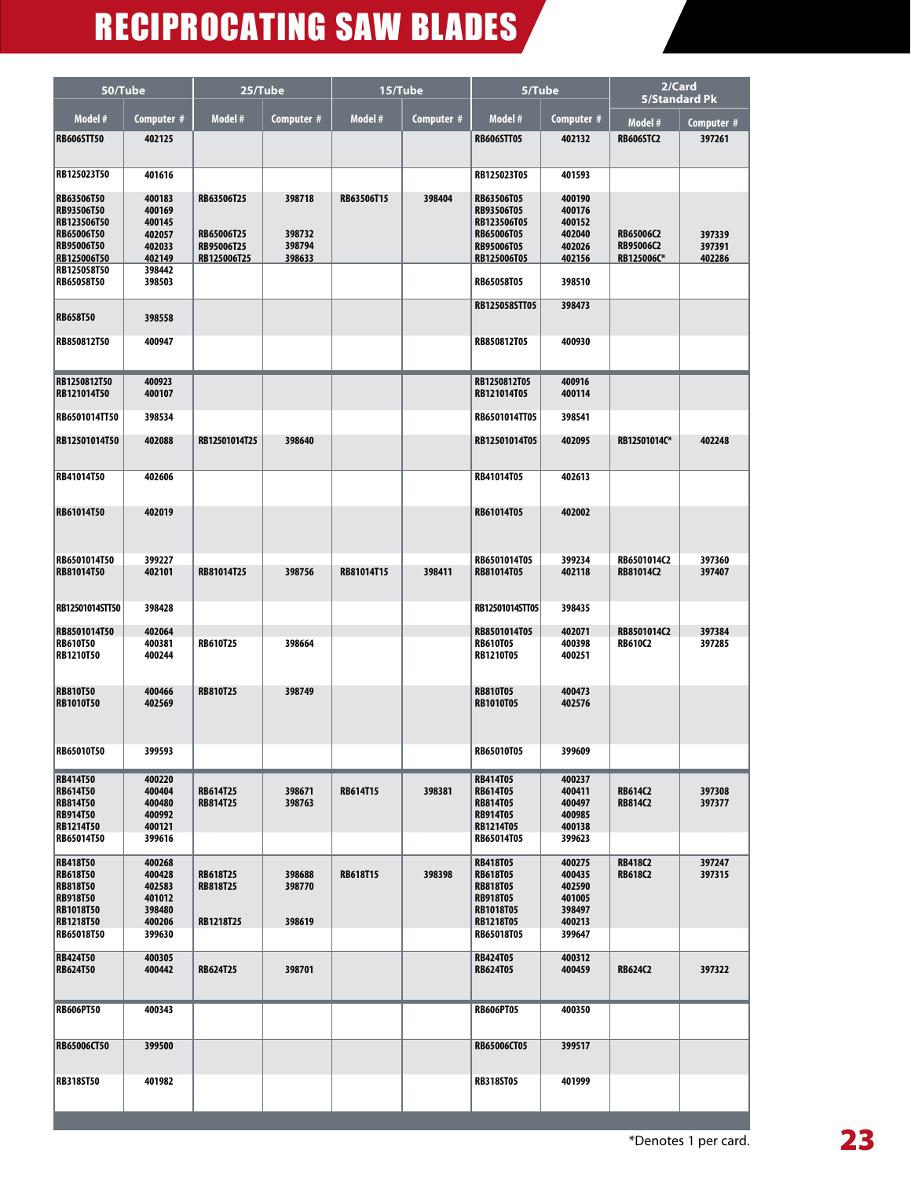# RECIPROCATING SAW BLADES

| 50/Tube | | 25/Tube | | 15/Tube | | 5/Tube | | 2/Card 5/Standard Pk | |
|---|---|---|---|---|---|---|---|---|---|
| Model # | Computer # | Model # | Computer # | Model # | Computer # | Model # | Computer # | Model # | Computer # |
| RB606STT50 | 402125 | | | | | RB606STT05 | 402132 | RB606STC2 | 397261 |
| RB125023T50 | 401616 | | | | | RB125023T05 | 401593 | | |
| RB63506T50 | 400183 | RB63506T25 | 398718 | RB63506T15 | 398404 | RB63506T05 | 400190 | | |
| RB93506T50 | 400169 | | | | | RB93506T05 | 400176 | | |
| RB123506T50 | 400145 | | | | | RB123506T05 | 400152 | | |
| RB65006T50 | 402057 | RB65006T25 | 398732 | | | RB65006T05 | 402040 | RB65006C2 | 397339 |
| RB95006T50 | 402033 | RB95006T25 | 398794 | | | RB95006T05 | 402026 | RB95006C2 | 397391 |
| RB125006T50 | 402149 | RB125006T25 | 398633 | | | RB125006T05 | 402156 | RB125006C* | 402286 |
| RB125058T50 | 398442 | | | | | | | | |
| RB65058T50 | 398503 | | | | | RB65058T05 | 398510 | | |
| | | | | | | RB125058STT05 | 398473 | | |
| RB658T50 | 398558 | | | | | | | | |
| RB850812T50 | 400947 | | | | | RB850812T05 | 400930 | | |
| RB1250812T50 | 400923 | | | | | RB1250812T05 | 400916 | | |
| RB121014T50 | 400107 | | | | | RB121014T05 | 400114 | | |
| RB6501014TT50 | 398534 | | | | | RB6501014TT05 | 398541 | | |
| RB12501014T50 | 402088 | RB12501014T25 | 398640 | | | RB12501014T05 | 402095 | RB12501014C* | 402248 |
| RB41014T50 | 402606 | | | | | RB41014T05 | 402613 | | |
| RB61014T50 | 402019 | | | | | RB61014T05 | 402002 | | |
| RB6501014T50 | 399227 | | | | | RB6501014T05 | 399234 | RB6501014C2 | 397360 |
| RB81014T50 | 402101 | RB81014T25 | 398756 | RB81014T15 | 398411 | RB81014T05 | 402118 | RB81014C2 | 397407 |
| RB12501014STT50 | 398428 | | | | | RB12501014STT05 | 398435 | | |
| RB8501014T50 | 402064 | | | | | RB8501014T05 | 402071 | RB8501014C2 | 397384 |
| RB610T50 | 400381 | RB610T25 | 398664 | | | RB610T05 | 400398 | RB610C2 | 397285 |
| RB1210T50 | 400244 | | | | | RB1210T05 | 400251 | | |
| RB810T50 | 400466 | RB810T25 | 398749 | | | RB810T05 | 400473 | | |
| RB1010T50 | 402569 | | | | | RB1010T05 | 402576 | | |
| RB65010T50 | 399593 | | | | | RB65010T05 | 399609 | | |
| RB414T50 | 400220 | | | | | RB414T05 | 400237 | | |
| RB614T50 | 400404 | RB614T25 | 398671 | RB614T15 | 398381 | RB614T05 | 400411 | RB614C2 | 397308 |
| RB814T50 | 400480 | RB814T25 | 398763 | | | RB814T05 | 400497 | RB814C2 | 397377 |
| RB914T50 | 400992 | | | | | RB914T05 | 400985 | | |
| RB1214T50 | 400121 | | | | | RB1214T05 | 400138 | | |
| RB65014T50 | 399616 | | | | | RB65014T05 | 399623 | | |
| RB418T50 | 400268 | | | | | RB418T05 | 400275 | RB418C2 | 397247 |
| RB618T50 | 400428 | RB618T25 | 398688 | RB618T15 | 398398 | RB618T05 | 400435 | RB618C2 | 397315 |
| RB818T50 | 402583 | RB818T25 | 398770 | | | RB818T05 | 402590 | | |
| RB918T50 | 401012 | | | | | RB918T05 | 401005 | | |
| RB1018T50 | 398480 | | | | | RB1018T05 | 398497 | | |
| RB1218T50 | 400206 | RB1218T25 | 398619 | | | RB1218T05 | 400213 | | |
| RB65018T50 | 399630 | | | | | RB65018T05 | 399647 | | |
| RB424T50 | 400305 | | | | | RB424T05 | 400312 | | |
| RB624T50 | 400442 | RB624T25 | 398701 | | | RB624T05 | 400459 | RB624C2 | 397322 |
| RB606PT50 | 400343 | | | | | RB606PT05 | 400350 | | |
| RB65006CT50 | 399500 | | | | | RB65006CT05 | 399517 | | |
| RB318ST50 | 401982 | | | | | RB318ST05 | 401999 | | |

*Denotes 1 per card.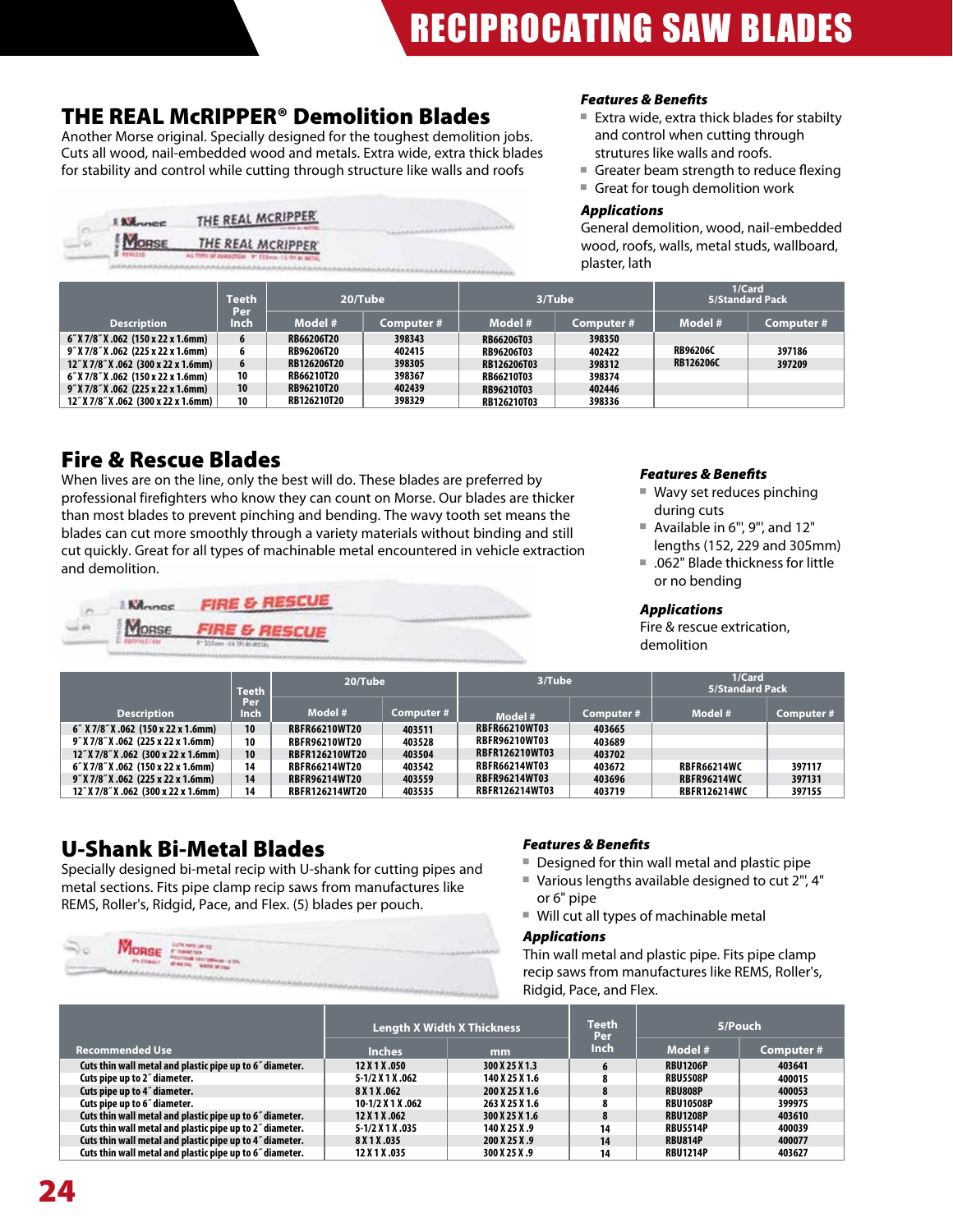# RECIPROCATING SAW BLADES

## THE REAL McRIPPER® Demolition Blades

Another Morse original. Specially designed for the toughest demolition jobs. Cuts all wood, nail-embedded wood and metals. Extra wide, extra thick blades for stability and control while cutting through structure like walls and roofs

### Features & Benefits

- Extra wide, extra thick blades for stabilty and control when cutting through strutures like walls and roofs.
- Greater beam strength to reduce flexing
- Great for tough demolition work

### Applications

General demolition, wood, nail-embedded wood, roofs, walls, metal studs, wallboard, plaster, lath

| Description | Teeth Per Inch | 20/Tube | | 3/Tube | | 1/Card 5/Standard Pack | |
|---|---|---|---|---|---|---|---|
| | | Model # | Computer # | Model # | Computer # | Model # | Computer # |
| 6˝ X 7/8˝ X .062 (150 x 22 x 1.6mm) | 6 | RB66206T20 | 398343 | RB66206T03 | 398350 | | |
| 9˝ X 7/8˝ X .062 (225 x 22 x 1.6mm) | 6 | RB96206T20 | 402415 | RB96206T03 | 402422 | RB96206C | 397186 |
| 12˝ X 7/8˝ X .062 (300 x 22 x 1.6mm) | 6 | RB126206T20 | 398305 | RB126206T03 | 398312 | RB126206C | 397209 |
| 6˝ X 7/8˝ X .062 (150 x 22 x 1.6mm) | 10 | RB66210T20 | 398367 | RB66210T03 | 398374 | | |
| 9˝ X 7/8˝ X .062 (225 x 22 x 1.6mm) | 10 | RB96210T20 | 402439 | RB96210T03 | 402446 | | |
| 12˝ X 7/8˝ X .062 (300 x 22 x 1.6mm) | 10 | RB126210T20 | 398329 | RB126210T03 | 398336 | | |

## Fire & Rescue Blades

When lives are on the line, only the best will do. These blades are preferred by professional firefighters who know they can count on Morse. Our blades are thicker than most blades to prevent pinching and bending. The wavy tooth set means the blades can cut more smoothly through a variety materials without binding and still cut quickly. Great for all types of machinable metal encountered in vehicle extraction and demolition.

### Features & Benefits

- Wavy set reduces pinching during cuts
- Available in 6", 9", and 12" lengths (152, 229 and 305mm)
- .062" Blade thickness for little or no bending

### Applications

Fire & rescue extrication, demolition

| Description | Teeth Per Inch | 20/Tube | | 3/Tube | | 1/Card 5/Standard Pack | |
|---|---|---|---|---|---|---|---|
| | | Model # | Computer # | Model # | Computer # | Model # | Computer # |
| 6˝ X 7/8˝ X .062 (150 x 22 x 1.6mm) | 10 | RBFR66210WT20 | 403511 | RBFR66210WT03 | 403665 | | |
| 9˝ X 7/8˝ X .062 (225 x 22 x 1.6mm) | 10 | RBFR96210WT20 | 403528 | RBFR96210WT03 | 403689 | | |
| 12˝ X 7/8˝ X .062 (300 x 22 x 1.6mm) | 10 | RBFR126210WT20 | 403504 | RBFR126210WT03 | 403702 | | |
| 6˝ X 7/8˝ X .062 (150 x 22 x 1.6mm) | 14 | RBFR66214WT20 | 403542 | RBFR66214WT03 | 403672 | RBFR66214WC | 397117 |
| 9˝ X 7/8˝ X .062 (225 x 22 x 1.6mm) | 14 | RBFR96214WT20 | 403559 | RBFR96214WT03 | 403696 | RBFR96214WC | 397131 |
| 12˝ X 7/8˝ X .062 (300 x 22 x 1.6mm) | 14 | RBFR126214WT20 | 403535 | RBFR126214WT03 | 403719 | RBFR126214WC | 397155 |

## U-Shank Bi-Metal Blades

Specially designed bi-metal recip with U-shank for cutting pipes and metal sections. Fits pipe clamp recip saws from manufactures like REMS, Roller's, Ridgid, Pace, and Flex. (5) blades per pouch.

### Features & Benefits

- Designed for thin wall metal and plastic pipe
- Various lengths available designed to cut 2", 4" or 6" pipe
- Will cut all types of machinable metal

### Applications

Thin wall metal and plastic pipe. Fits pipe clamp recip saws from manufactures like REMS, Roller's, Ridgid, Pace, and Flex.

| Recommended Use | Length X Width X Thickness | | Teeth Per Inch | 5/Pouch | |
|---|---|---|---|---|---|
| | Inches | mm | | Model # | Computer # |
| Cuts thin wall metal and plastic pipe up to 6˝ diameter. | 12 X 1 X .050 | 300 X 25 X 1.3 | 6 | RBU1206P | 403641 |
| Cuts pipe up to 2˝ diameter. | 5-1/2 X 1 X .062 | 140 X 25 X 1.6 | 8 | RBU5508P | 400015 |
| Cuts pipe up to 4˝ diameter. | 8 X 1 X .062 | 200 X 25 X 1.6 | 8 | RBU808P | 400053 |
| Cuts pipe up to 6˝ diameter. | 10-1/2 X 1 X .062 | 263 X 25 X 1.6 | 8 | RBU10508P | 399975 |
| Cuts thin wall metal and plastic pipe up to 6˝ diameter. | 12 X 1 X .062 | 300 X 25 X 1.6 | 8 | RBU1208P | 403610 |
| Cuts thin wall metal and plastic pipe up to 2˝ diameter. | 5-1/2 X 1 X .035 | 140 X 25 X .9 | 14 | RBU5514P | 400039 |
| Cuts thin wall metal and plastic pipe up to 4˝ diameter. | 8 X 1 X .035 | 200 X 25 X .9 | 14 | RBU814P | 400077 |
| Cuts thin wall metal and plastic pipe up to 6˝ diameter. | 12 X 1 X .035 | 300 X 25 X .9 | 14 | RBU1214P | 403627 |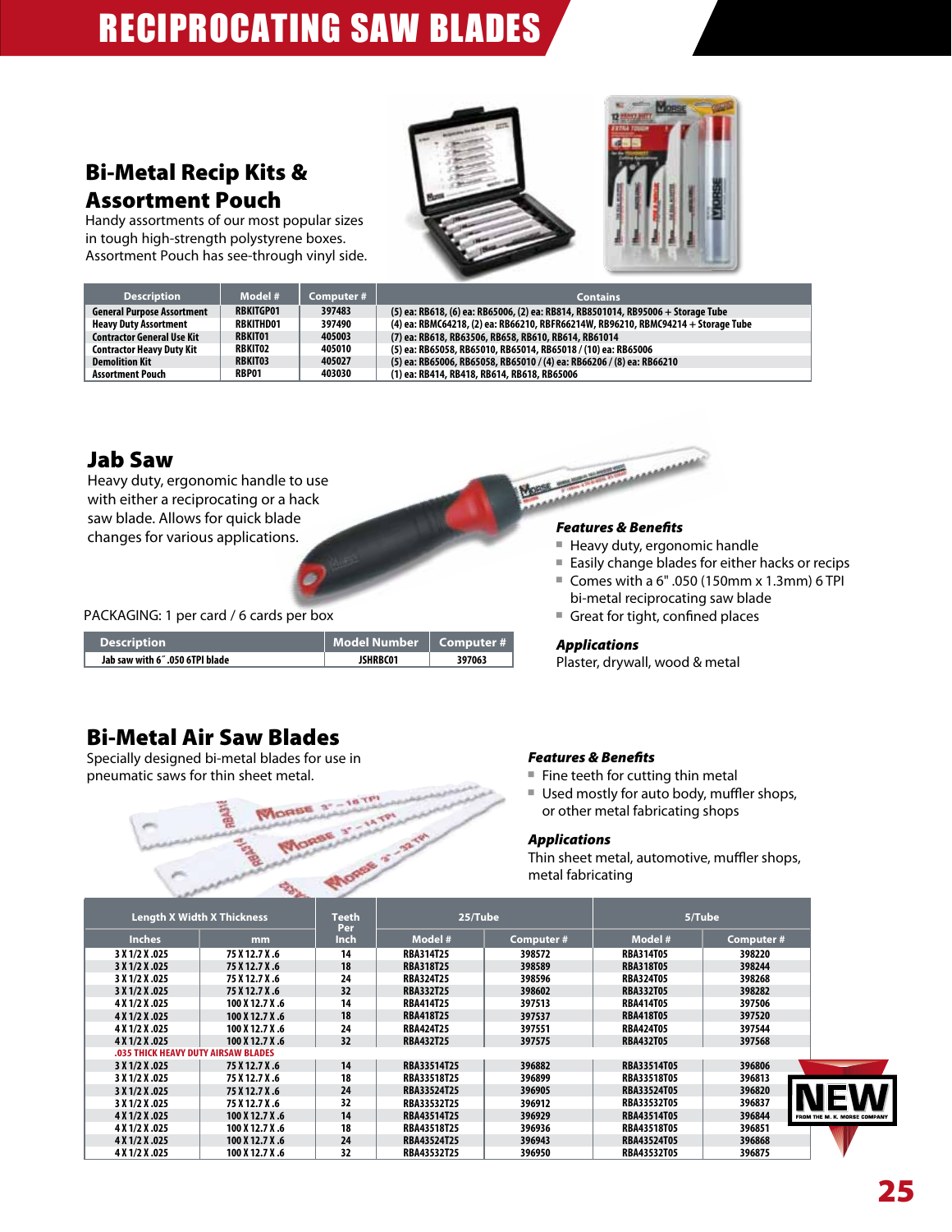# RECIPROCATING SAW BLADES

## Bi-Metal Recip Kits & Assortment Pouch

Handy assortments of our most popular sizes in tough high-strength polystyrene boxes. Assortment Pouch has see-through vinyl side.

| Description | Model # | Computer # | Contains |
|---|---|---|---|
| General Purpose Assortment | RBKITGP01 | 397483 | (5) ea: RB618, (6) ea: RB65006, (2) ea: RB814, RB8501014, RB95006 + Storage Tube |
| Heavy Duty Assortment | RBKITHD01 | 397490 | (4) ea: RBMC64218, (2) ea: RB66210, RBFR66214W, RB96210, RBMC94214 + Storage Tube |
| Contractor General Use Kit | RBKIT01 | 405003 | (7) ea: RB618, RB63506, RB658, RB610, RB614, RB61014 |
| Contractor Heavy Duty Kit | RBKIT02 | 405010 | (5) ea: RB65058, RB65010, RB65014, RB65018 / (10) ea: RB65006 |
| Demolition Kit | RBKIT03 | 405027 | (5) ea: RB65006, RB65058, RB65010 / (4) ea: RB66206 / (8) ea: RB66210 |
| Assortment Pouch | RBP01 | 403030 | (1) ea: RB414, RB418, RB614, RB618, RB65006 |

## Jab Saw

Heavy duty, ergonomic handle to use with either a reciprocating or a hack saw blade. Allows for quick blade changes for various applications.

PACKAGING: 1 per card / 6 cards per box

| Description | Model Number | Computer # |
|---|---|---|
| Jab saw with 6˝ .050 6TPI blade | JSHRBC01 | 397063 |

### *Features & Benefits*

- Heavy duty, ergonomic handle
- Easily change blades for either hacks or recips
- Comes with a 6" .050 (150mm x 1.3mm) 6 TPI bi-metal reciprocating saw blade
- Great for tight, confined places

### *Applications*

Plaster, drywall, wood & metal

## Bi-Metal Air Saw Blades

Specially designed bi-metal blades for use in pneumatic saws for thin sheet metal.

### *Features & Benefits*

- Fine teeth for cutting thin metal
- Used mostly for auto body, muffler shops, or other metal fabricating shops

### *Applications*

Thin sheet metal, automotive, muffler shops, metal fabricating

| Length X Width X Thickness | | Teeth Per Inch | 25/Tube | | 5/Tube | |
|---|---|---|---|---|---|---|
| Inches | mm | | Model # | Computer # | Model # | Computer # |
| 3 X 1/2 X .025 | 75 X 12.7 X .6 | 14 | RBA314T25 | 398572 | RBA314T05 | 398220 |
| 3 X 1/2 X .025 | 75 X 12.7 X .6 | 18 | RBA318T25 | 398589 | RBA318T05 | 398244 |
| 3 X 1/2 X .025 | 75 X 12.7 X .6 | 24 | RBA324T25 | 398596 | RBA324T05 | 398268 |
| 3 X 1/2 X .025 | 75 X 12.7 X .6 | 32 | RBA332T25 | 398602 | RBA332T05 | 398282 |
| 4 X 1/2 X .025 | 100 X 12.7 X .6 | 14 | RBA414T25 | 397513 | RBA414T05 | 397506 |
| 4 X 1/2 X .025 | 100 X 12.7 X .6 | 18 | RBA418T25 | 397537 | RBA418T05 | 397520 |
| 4 X 1/2 X .025 | 100 X 12.7 X .6 | 24 | RBA424T25 | 397551 | RBA424T05 | 397544 |
| 4 X 1/2 X .025 | 100 X 12.7 X .6 | 32 | RBA432T25 | 397575 | RBA432T05 | 397568 |
| .035 THICK HEAVY DUTY AIRSAW BLADES | | | | | | |
| 3 X 1/2 X .025 | 75 X 12.7 X .6 | 14 | RBA33514T25 | 396882 | RBA33514T05 | 396806 |
| 3 X 1/2 X .025 | 75 X 12.7 X .6 | 18 | RBA33518T25 | 396899 | RBA33518T05 | 396813 |
| 3 X 1/2 X .025 | 75 X 12.7 X .6 | 24 | RBA33524T25 | 396905 | RBA33524T05 | 396820 |
| 3 X 1/2 X .025 | 75 X 12.7 X .6 | 32 | RBA33532T25 | 396912 | RBA33532T05 | 396837 |
| 4 X 1/2 X .025 | 100 X 12.7 X .6 | 14 | RBA43514T25 | 396929 | RBA43514T05 | 396844 |
| 4 X 1/2 X .025 | 100 X 12.7 X .6 | 18 | RBA43518T25 | 396936 | RBA43518T05 | 396851 |
| 4 X 1/2 X .025 | 100 X 12.7 X .6 | 24 | RBA43524T25 | 396943 | RBA43524T05 | 396868 |
| 4 X 1/2 X .025 | 100 X 12.7 X .6 | 32 | RBA43532T25 | 396950 | RBA43532T05 | 396875 |

NEW FROM THE M. K. MORSE COMPANY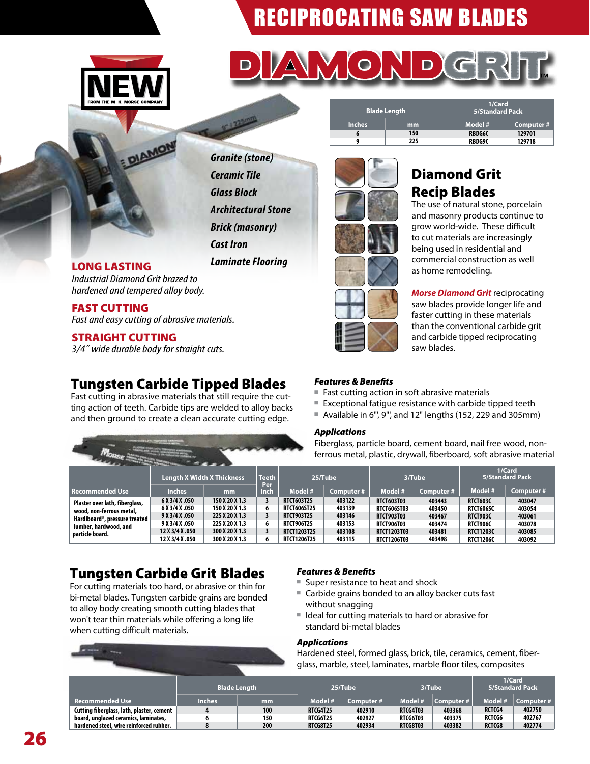# RECIPROCATING SAW BLADES

# DIAMONDGRIT™

NEW FROM THE M. K. MORSE COMPANY

| Blade Length | | 1/Card 5/Standard Pack | |
|---|---|---|---|
| Inches | mm | Model # | Computer # |
| 6 | 150 | RBDG6C | 129701 |
| 9 | 225 | RBDG9C | 129718 |

*Granite (stone)*
*Ceramic Tile*
*Glass Block*
*Architectural Stone*
*Brick (masonry)*
*Cast Iron*
*Laminate Flooring*

**LONG LASTING**
*Industrial Diamond Grit brazed to hardened and tempered alloy body.*

**FAST CUTTING**
*Fast and easy cutting of abrasive materials.*

**STRAIGHT CUTTING**
*3/4˝ wide durable body for straight cuts.*

## Diamond Grit Recip Blades

The use of natural stone, porcelain and masonry products continue to grow world-wide. These difficult to cut materials are increasingly being used in residential and commercial construction as well as home remodeling.

***Morse Diamond Grit*** reciprocating saw blades provide longer life and faster cutting in these materials than the conventional carbide grit and carbide tipped reciprocating saw blades.

## Tungsten Carbide Tipped Blades

Fast cutting in abrasive materials that still require the cutting action of teeth. Carbide tips are welded to alloy backs and then ground to create a clean accurate cutting edge.

***Features & Benefits***

- Fast cutting action in soft abrasive materials
- Exceptional fatigue resistance with carbide tipped teeth
- Available in 6", 9", and 12" lengths (152, 229 and 305mm)

***Applications***

Fiberglass, particle board, cement board, nail free wood, non-ferrous metal, plastic, drywall, fiberboard, soft abrasive material

| Recommended Use | Length X Width X Thickness | | Teeth Per Inch | 25/Tube | | 3/Tube | | 1/Card 5/Standard Pack | |
|---|---|---|---|---|---|---|---|---|---|
| | Inches | mm | | Model # | Computer # | Model # | Computer # | Model # | Computer # |
| Plaster over lath, fiberglass, wood, non-ferrous metal, Hardiboard®, pressure treated lumber, hardwood, and particle board. | 6 X 3/4 X .050 | 150 X 20 X 1.3 | 3 | RTCT603T25 | 403122 | RTCT603T03 | 403443 | RTCT603C | 403047 |
| | 6 X 3/4 X .050 | 150 X 20 X 1.3 | 6 | RTCT606ST25 | 403139 | RTCT606ST03 | 403450 | RTCT606SC | 403054 |
| | 9 X 3/4 X .050 | 225 X 20 X 1.3 | 3 | RTCT903T25 | 403146 | RTCT903T03 | 403467 | RTCT903C | 403061 |
| | 9 X 3/4 X .050 | 225 X 20 X 1.3 | 6 | RTCT906T25 | 403153 | RTCT906T03 | 403474 | RTCT906C | 403078 |
| | 12 X 3/4 X .050 | 300 X 20 X 1.3 | 3 | RTCT1203T25 | 403108 | RTCT1203T03 | 403481 | RTCT1203C | 403085 |
| | 12 X 3/4 X .050 | 300 X 20 X 1.3 | 6 | RTCT1206T25 | 403115 | RTCT1206T03 | 403498 | RTCT1206C | 403092 |

## Tungsten Carbide Grit Blades

For cutting materials too hard, or abrasive or thin for bi-metal blades. Tungsten carbide grains are bonded to alloy body creating smooth cutting blades that won't tear thin materials while offering a long life when cutting difficult materials.

***Features & Benefits***

- Super resistance to heat and shock
- Carbide grains bonded to an alloy backer cuts fast without snagging
- Ideal for cutting materials to hard or abrasive for standard bi-metal blades

***Applications***

Hardened steel, formed glass, brick, tile, ceramics, cement, fiberglass, marble, steel, laminates, marble floor tiles, composites

| Recommended Use | Blade Length | | 25/Tube | | 3/Tube | | 1/Card 5/Standard Pack | |
|---|---|---|---|---|---|---|---|---|
| | Inches | mm | Model # | Computer # | Model # | Computer # | Model # | Computer # |
| Cutting fiberglass, lath, plaster, cement board, unglazed ceramics, laminates, hardened steel, wire reinforced rubber. | 4 | 100 | RTCG4T25 | 402910 | RTCG4T03 | 403368 | RCTCG4 | 402750 |
| | 6 | 150 | RTCG6T25 | 402927 | RTCG6T03 | 403375 | RCTCG6 | 402767 |
| | 8 | 200 | RTCG8T25 | 402934 | RTCG8T03 | 403382 | RCTCG8 | 402774 |